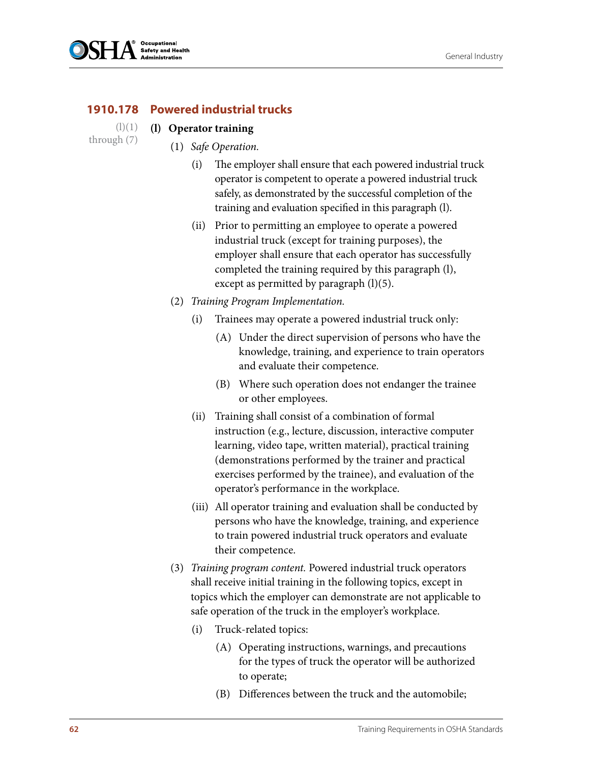## 1910.178 Powered industrial trucks

(l)(1) through (7)

**(l) Operator training**

(1) *Safe Operation.*

(i) The employer shall ensure that each powered industrial truck operator is competent to operate a powered industrial truck safely, as demonstrated by the successful completion of the training and evaluation specified in this paragraph (l).

(ii) Prior to permitting an employee to operate a powered industrial truck (except for training purposes), the employer shall ensure that each operator has successfully completed the training required by this paragraph (l), except as permitted by paragraph (l)(5).

(2) *Training Program Implementation.*

(i) Trainees may operate a powered industrial truck only:

(A) Under the direct supervision of persons who have the knowledge, training, and experience to train operators and evaluate their competence.

(B) Where such operation does not endanger the trainee or other employees.

(ii) Training shall consist of a combination of formal instruction (e.g., lecture, discussion, interactive computer learning, video tape, written material), practical training (demonstrations performed by the trainer and practical exercises performed by the trainee), and evaluation of the operator's performance in the workplace.

(iii) All operator training and evaluation shall be conducted by persons who have the knowledge, training, and experience to train powered industrial truck operators and evaluate their competence.

(3) *Training program content.* Powered industrial truck operators shall receive initial training in the following topics, except in topics which the employer can demonstrate are not applicable to safe operation of the truck in the employer's workplace.

(i) Truck-related topics:

(A) Operating instructions, warnings, and precautions for the types of truck the operator will be authorized to operate;

(B) Differences between the truck and the automobile;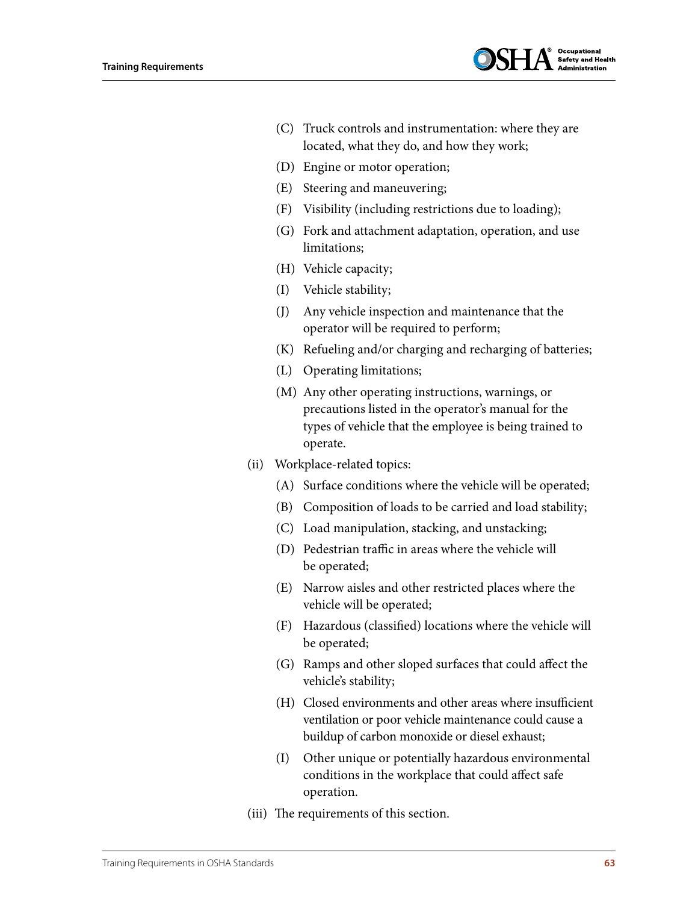- (C) Truck controls and instrumentation: where they are located, what they do, and how they work;
- (D) Engine or motor operation;
- (E) Steering and maneuvering;
- (F) Visibility (including restrictions due to loading);
- (G) Fork and attachment adaptation, operation, and use limitations;
- (H) Vehicle capacity;
- (I) Vehicle stability;
- (J) Any vehicle inspection and maintenance that the operator will be required to perform;
- (K) Refueling and/or charging and recharging of batteries;
- (L) Operating limitations;
- (M) Any other operating instructions, warnings, or precautions listed in the operator's manual for the types of vehicle that the employee is being trained to operate.

(ii) Workplace-related topics:

- (A) Surface conditions where the vehicle will be operated;
- (B) Composition of loads to be carried and load stability;
- (C) Load manipulation, stacking, and unstacking;
- (D) Pedestrian traffic in areas where the vehicle will be operated;
- (E) Narrow aisles and other restricted places where the vehicle will be operated;
- (F) Hazardous (classified) locations where the vehicle will be operated;
- (G) Ramps and other sloped surfaces that could affect the vehicle's stability;
- (H) Closed environments and other areas where insufficient ventilation or poor vehicle maintenance could cause a buildup of carbon monoxide or diesel exhaust;
- (I) Other unique or potentially hazardous environmental conditions in the workplace that could affect safe operation.

(iii) The requirements of this section.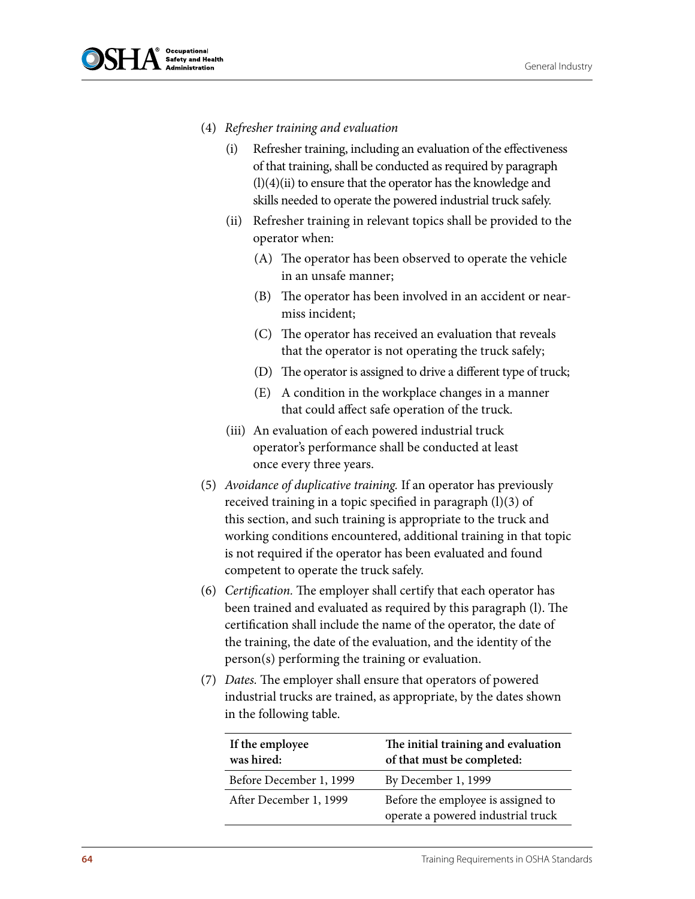(4) *Refresher training and evaluation*

   (i) Refresher training, including an evaluation of the effectiveness of that training, shall be conducted as required by paragraph (l)(4)(ii) to ensure that the operator has the knowledge and skills needed to operate the powered industrial truck safely.

   (ii) Refresher training in relevant topics shall be provided to the operator when:

      (A) The operator has been observed to operate the vehicle in an unsafe manner;

      (B) The operator has been involved in an accident or near-miss incident;

      (C) The operator has received an evaluation that reveals that the operator is not operating the truck safely;

      (D) The operator is assigned to drive a different type of truck;

      (E) A condition in the workplace changes in a manner that could affect safe operation of the truck.

   (iii) An evaluation of each powered industrial truck operator's performance shall be conducted at least once every three years.

(5) *Avoidance of duplicative training.* If an operator has previously received training in a topic specified in paragraph (l)(3) of this section, and such training is appropriate to the truck and working conditions encountered, additional training in that topic is not required if the operator has been evaluated and found competent to operate the truck safely.

(6) *Certification.* The employer shall certify that each operator has been trained and evaluated as required by this paragraph (l). The certification shall include the name of the operator, the date of the training, the date of the evaluation, and the identity of the person(s) performing the training or evaluation.

(7) *Dates.* The employer shall ensure that operators of powered industrial trucks are trained, as appropriate, by the dates shown in the following table.

| If the employee was hired: | The initial training and evaluation of that must be completed: |
|---|---|
| Before December 1, 1999 | By December 1, 1999 |
| After December 1, 1999 | Before the employee is assigned to operate a powered industrial truck |